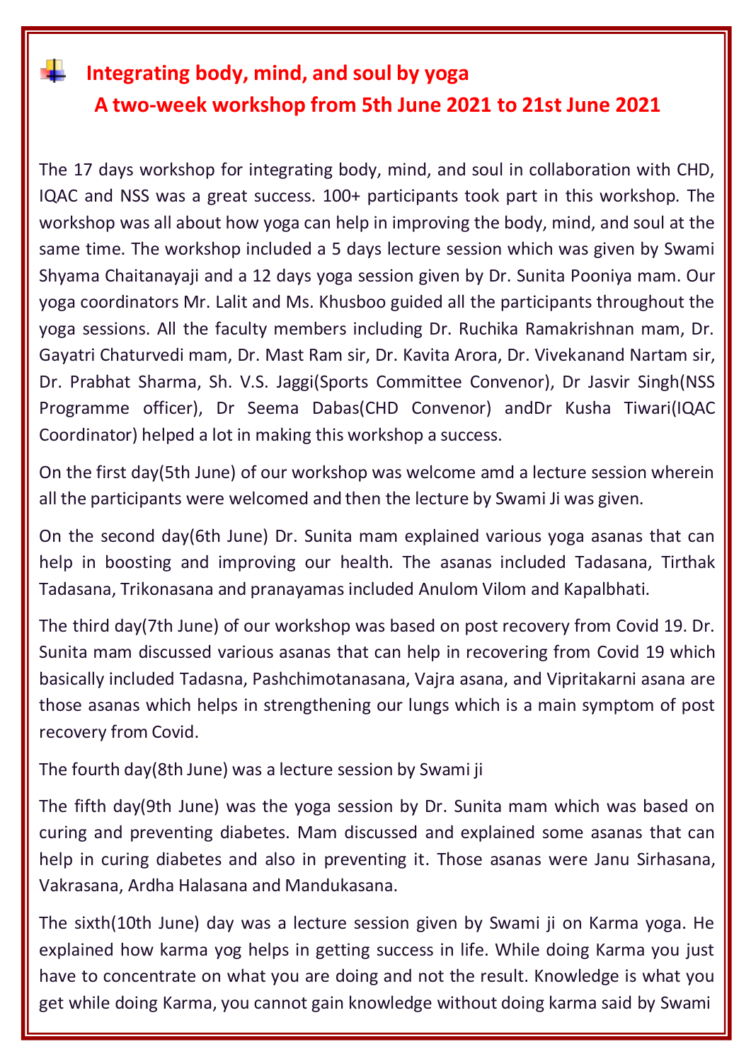# Integrating body, mind, and soul by yoga
## A two-week workshop from 5th June 2021 to 21st June 2021

The 17 days workshop for integrating body, mind, and soul in collaboration with CHD, IQAC and NSS was a great success. 100+ participants took part in this workshop. The workshop was all about how yoga can help in improving the body, mind, and soul at the same time. The workshop included a 5 days lecture session which was given by Swami Shyama Chaitanayaji and a 12 days yoga session given by Dr. Sunita Pooniya mam. Our yoga coordinators Mr. Lalit and Ms. Khusboo guided all the participants throughout the yoga sessions. All the faculty members including Dr. Ruchika Ramakrishnan mam, Dr. Gayatri Chaturvedi mam, Dr. Mast Ram sir, Dr. Kavita Arora, Dr. Vivekanand Nartam sir, Dr. Prabhat Sharma, Sh. V.S. Jaggi(Sports Committee Convenor), Dr Jasvir Singh(NSS Programme officer), Dr Seema Dabas(CHD Convenor) andDr Kusha Tiwari(IQAC Coordinator) helped a lot in making this workshop a success.

On the first day(5th June) of our workshop was welcome amd a lecture session wherein all the participants were welcomed and then the lecture by Swami Ji was given.

On the second day(6th June) Dr. Sunita mam explained various yoga asanas that can help in boosting and improving our health. The asanas included Tadasana, Tirthak Tadasana, Trikonasana and pranayamas included Anulom Vilom and Kapalbhati.

The third day(7th June) of our workshop was based on post recovery from Covid 19. Dr. Sunita mam discussed various asanas that can help in recovering from Covid 19 which basically included Tadasna, Pashchimotanasana, Vajra asana, and Vipritakarni asana are those asanas which helps in strengthening our lungs which is a main symptom of post recovery from Covid.

The fourth day(8th June) was a lecture session by Swami ji

The fifth day(9th June) was the yoga session by Dr. Sunita mam which was based on curing and preventing diabetes. Mam discussed and explained some asanas that can help in curing diabetes and also in preventing it. Those asanas were Janu Sirhasana, Vakrasana, Ardha Halasana and Mandukasana.

The sixth(10th June) day was a lecture session given by Swami ji on Karma yoga. He explained how karma yog helps in getting success in life. While doing Karma you just have to concentrate on what you are doing and not the result. Knowledge is what you get while doing Karma, you cannot gain knowledge without doing karma said by Swami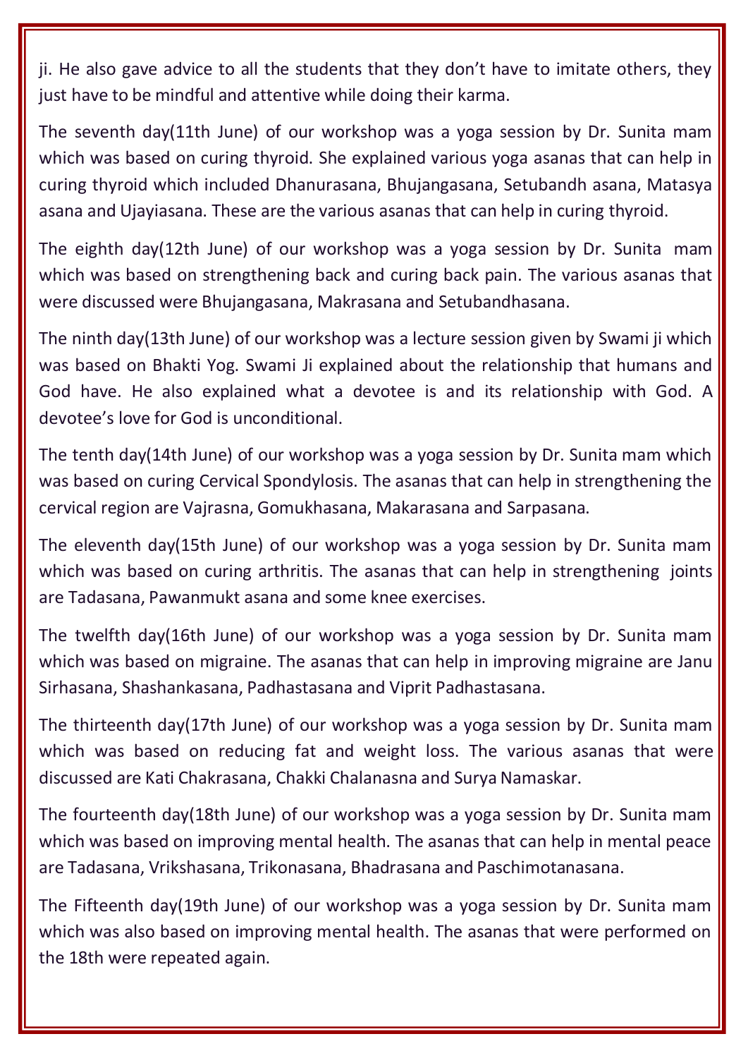ji. He also gave advice to all the students that they don't have to imitate others, they just have to be mindful and attentive while doing their karma.

The seventh day(11th June) of our workshop was a yoga session by Dr. Sunita mam which was based on curing thyroid. She explained various yoga asanas that can help in curing thyroid which included Dhanurasana, Bhujangasana, Setubandh asana, Matasya asana and Ujayiasana. These are the various asanas that can help in curing thyroid.

The eighth day(12th June) of our workshop was a yoga session by Dr. Sunita mam which was based on strengthening back and curing back pain. The various asanas that were discussed were Bhujangasana, Makrasana and Setubandhasana.

The ninth day(13th June) of our workshop was a lecture session given by Swami ji which was based on Bhakti Yog. Swami Ji explained about the relationship that humans and God have. He also explained what a devotee is and its relationship with God. A devotee's love for God is unconditional.

The tenth day(14th June) of our workshop was a yoga session by Dr. Sunita mam which was based on curing Cervical Spondylosis. The asanas that can help in strengthening the cervical region are Vajrasna, Gomukhasana, Makarasana and Sarpasana.

The eleventh day(15th June) of our workshop was a yoga session by Dr. Sunita mam which was based on curing arthritis. The asanas that can help in strengthening joints are Tadasana, Pawanmukt asana and some knee exercises.

The twelfth day(16th June) of our workshop was a yoga session by Dr. Sunita mam which was based on migraine. The asanas that can help in improving migraine are Janu Sirhasana, Shashankasana, Padhastasana and Viprit Padhastasana.

The thirteenth day(17th June) of our workshop was a yoga session by Dr. Sunita mam which was based on reducing fat and weight loss. The various asanas that were discussed are Kati Chakrasana, Chakki Chalanasna and Surya Namaskar.

The fourteenth day(18th June) of our workshop was a yoga session by Dr. Sunita mam which was based on improving mental health. The asanas that can help in mental peace are Tadasana, Vrikshasana, Trikonasana, Bhadrasana and Paschimotanasana.

The Fifteenth day(19th June) of our workshop was a yoga session by Dr. Sunita mam which was also based on improving mental health. The asanas that were performed on the 18th were repeated again.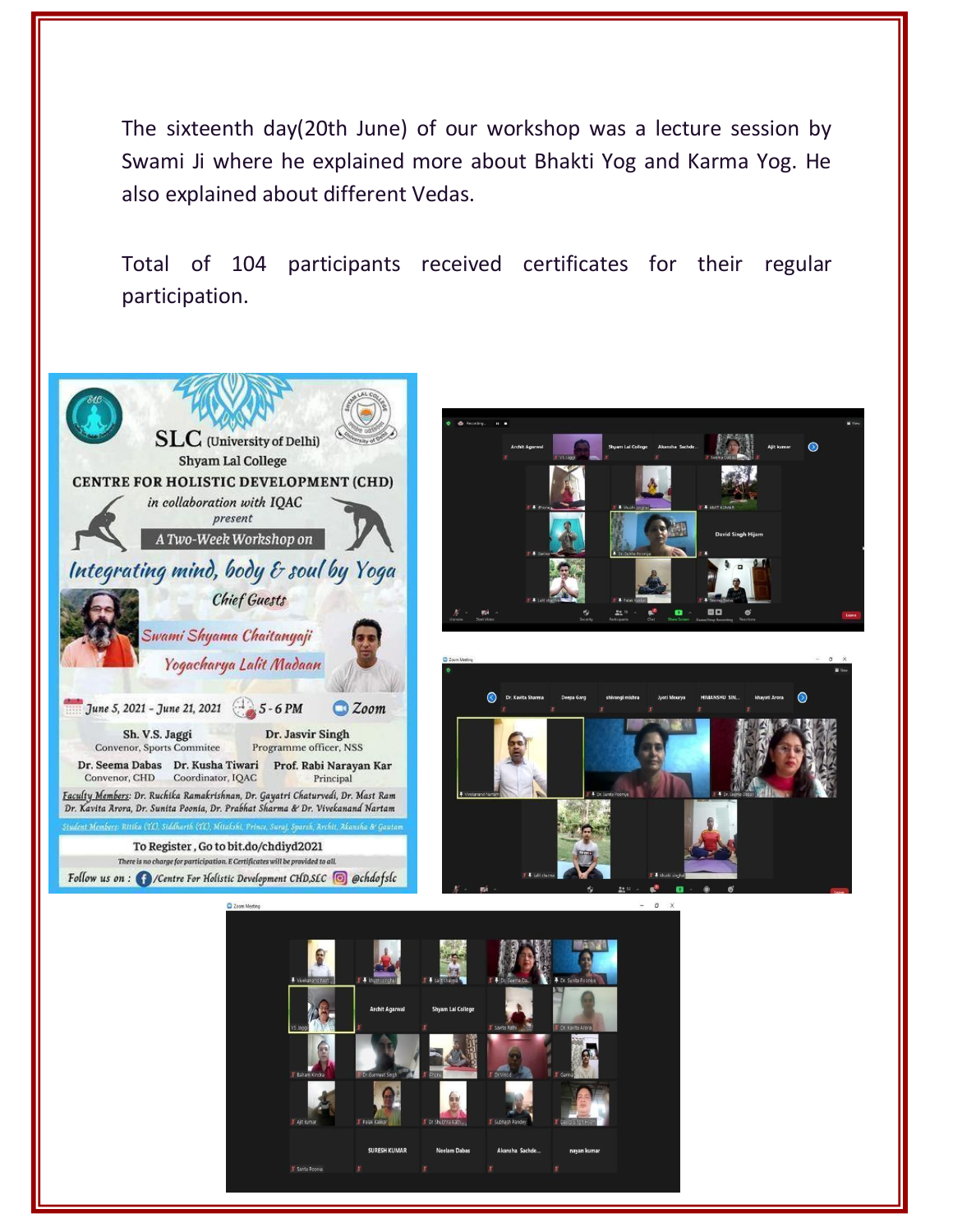The sixteenth day(20th June) of our workshop was a lecture session by Swami Ji where he explained more about Bhakti Yog and Karma Yog. He also explained about different Vedas.

Total of 104 participants received certificates for their regular participation.